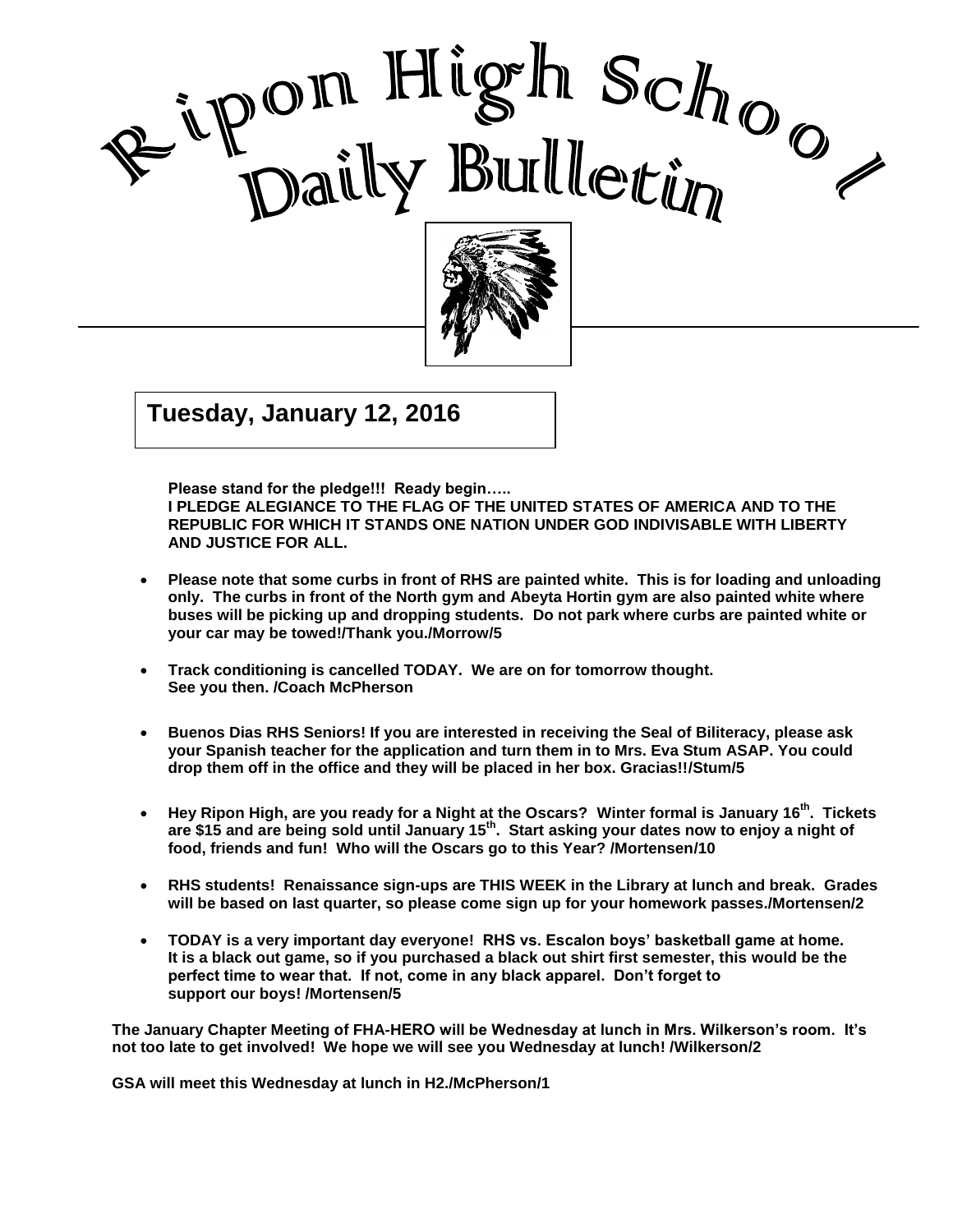# Ripon High School Daily Bulletin

## Tuesday, January 12, 2016

**Please stand for the pledge!!! Ready begin…..**
**I PLEDGE ALEGIANCE TO THE FLAG OF THE UNITED STATES OF AMERICA AND TO THE REPUBLIC FOR WHICH IT STANDS ONE NATION UNDER GOD INDIVISABLE WITH LIBERTY AND JUSTICE FOR ALL.**

- **Please note that some curbs in front of RHS are painted white. This is for loading and unloading only. The curbs in front of the North gym and Abeyta Hortin gym are also painted white where buses will be picking up and dropping students. Do not park where curbs are painted white or your car may be towed!/Thank you./Morrow/5**

- **Track conditioning is cancelled TODAY. We are on for tomorrow thought. See you then. /Coach McPherson**

- **Buenos Dias RHS Seniors! If you are interested in receiving the Seal of Biliteracy, please ask your Spanish teacher for the application and turn them in to Mrs. Eva Stum ASAP. You could drop them off in the office and they will be placed in her box. Gracias!!/Stum/5**

- **Hey Ripon High, are you ready for a Night at the Oscars? Winter formal is January 16th. Tickets are $15 and are being sold until January 15th. Start asking your dates now to enjoy a night of food, friends and fun! Who will the Oscars go to this Year? /Mortensen/10**

- **RHS students! Renaissance sign-ups are THIS WEEK in the Library at lunch and break. Grades will be based on last quarter, so please come sign up for your homework passes./Mortensen/2**

- **TODAY is a very important day everyone! RHS vs. Escalon boys' basketball game at home. It is a black out game, so if you purchased a black out shirt first semester, this would be the perfect time to wear that. If not, come in any black apparel. Don't forget to support our boys! /Mortensen/5**

**The January Chapter Meeting of FHA-HERO will be Wednesday at lunch in Mrs. Wilkerson's room. It's not too late to get involved! We hope we will see you Wednesday at lunch! /Wilkerson/2**

**GSA will meet this Wednesday at lunch in H2./McPherson/1**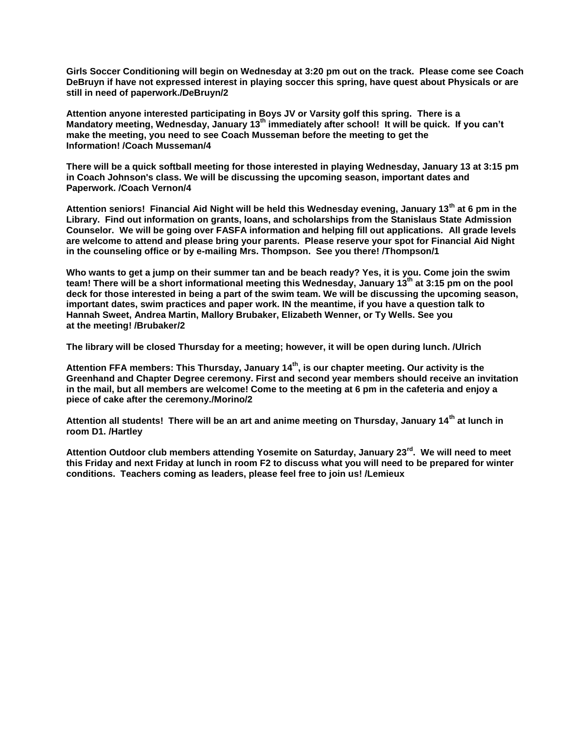**Girls Soccer Conditioning will begin on Wednesday at 3:20 pm out on the track. Please come see Coach DeBruyn if have not expressed interest in playing soccer this spring, have quest about Physicals or are still in need of paperwork./DeBruyn/2**

**Attention anyone interested participating in Boys JV or Varsity golf this spring. There is a Mandatory meeting, Wednesday, January 13th immediately after school! It will be quick. If you can't make the meeting, you need to see Coach Musseman before the meeting to get the Information! /Coach Musseman/4**

**There will be a quick softball meeting for those interested in playing Wednesday, January 13 at 3:15 pm in Coach Johnson's class. We will be discussing the upcoming season, important dates and Paperwork. /Coach Vernon/4**

**Attention seniors! Financial Aid Night will be held this Wednesday evening, January 13th at 6 pm in the Library. Find out information on grants, loans, and scholarships from the Stanislaus State Admission Counselor. We will be going over FASFA information and helping fill out applications. All grade levels are welcome to attend and please bring your parents. Please reserve your spot for Financial Aid Night in the counseling office or by e-mailing Mrs. Thompson. See you there! /Thompson/1**

**Who wants to get a jump on their summer tan and be beach ready? Yes, it is you. Come join the swim team! There will be a short informational meeting this Wednesday, January 13th at 3:15 pm on the pool deck for those interested in being a part of the swim team. We will be discussing the upcoming season, important dates, swim practices and paper work. IN the meantime, if you have a question talk to Hannah Sweet, Andrea Martin, Mallory Brubaker, Elizabeth Wenner, or Ty Wells. See you at the meeting! /Brubaker/2**

**The library will be closed Thursday for a meeting; however, it will be open during lunch. /Ulrich**

**Attention FFA members: This Thursday, January 14th, is our chapter meeting. Our activity is the Greenhand and Chapter Degree ceremony. First and second year members should receive an invitation in the mail, but all members are welcome! Come to the meeting at 6 pm in the cafeteria and enjoy a piece of cake after the ceremony./Morino/2**

**Attention all students! There will be an art and anime meeting on Thursday, January 14th at lunch in room D1. /Hartley**

**Attention Outdoor club members attending Yosemite on Saturday, January 23rd. We will need to meet this Friday and next Friday at lunch in room F2 to discuss what you will need to be prepared for winter conditions. Teachers coming as leaders, please feel free to join us! /Lemieux**